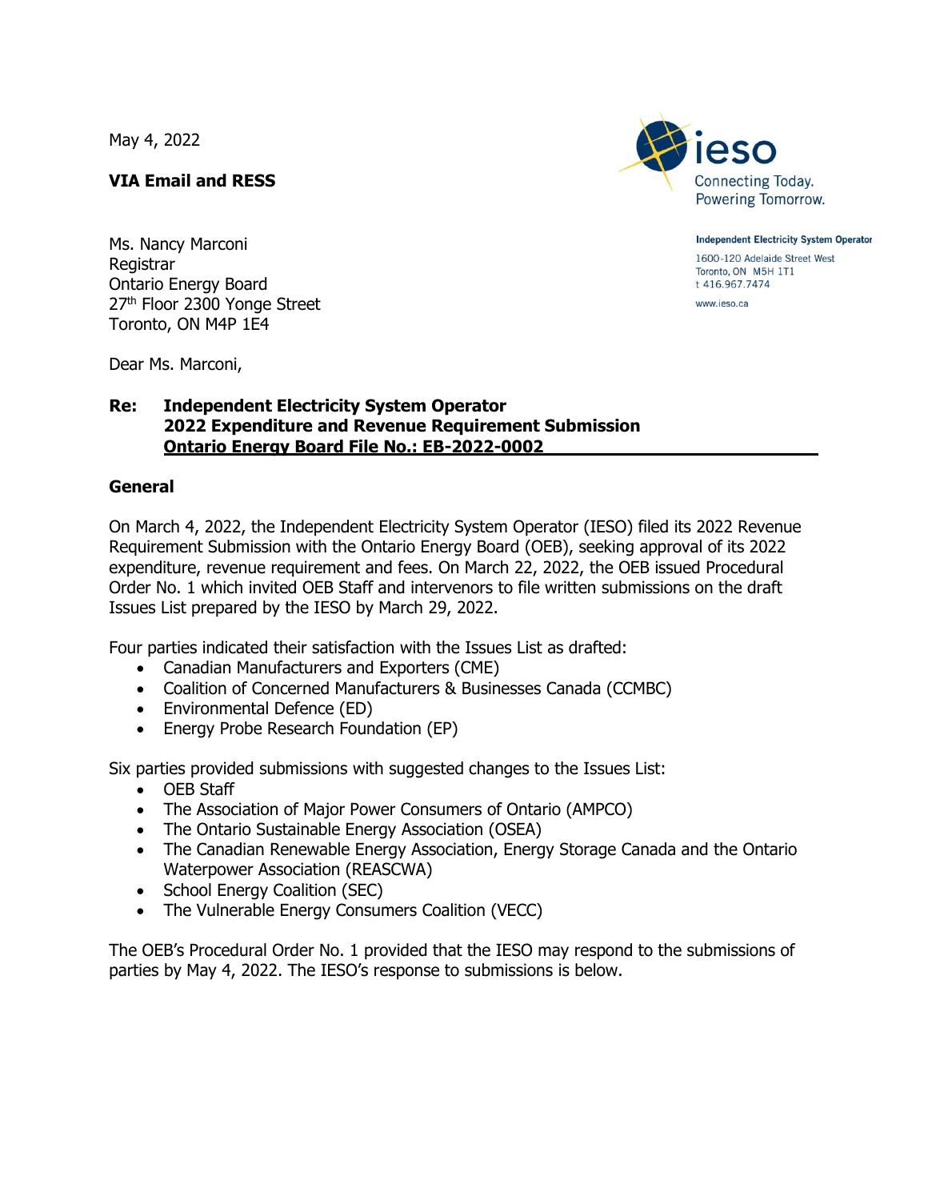May 4, 2022

**VIA Email and RESS**

Independent Electricity System Operator
1600-120 Adelaide Street West
Toronto, ON M5H 1T1
t 416.967.7474
www.ieso.ca

Ms. Nancy Marconi
Registrar
Ontario Energy Board
27th Floor 2300 Yonge Street
Toronto, ON M4P 1E4

Dear Ms. Marconi,

**Re: Independent Electricity System Operator**
**2022 Expenditure and Revenue Requirement Submission**
**Ontario Energy Board File No.: EB-2022-0002**

## General

On March 4, 2022, the Independent Electricity System Operator (IESO) filed its 2022 Revenue Requirement Submission with the Ontario Energy Board (OEB), seeking approval of its 2022 expenditure, revenue requirement and fees. On March 22, 2022, the OEB issued Procedural Order No. 1 which invited OEB Staff and intervenors to file written submissions on the draft Issues List prepared by the IESO by March 29, 2022.

Four parties indicated their satisfaction with the Issues List as drafted:

- Canadian Manufacturers and Exporters (CME)
- Coalition of Concerned Manufacturers & Businesses Canada (CCMBC)
- Environmental Defence (ED)
- Energy Probe Research Foundation (EP)

Six parties provided submissions with suggested changes to the Issues List:

- OEB Staff
- The Association of Major Power Consumers of Ontario (AMPCO)
- The Ontario Sustainable Energy Association (OSEA)
- The Canadian Renewable Energy Association, Energy Storage Canada and the Ontario Waterpower Association (REASCWA)
- School Energy Coalition (SEC)
- The Vulnerable Energy Consumers Coalition (VECC)

The OEB's Procedural Order No. 1 provided that the IESO may respond to the submissions of parties by May 4, 2022. The IESO's response to submissions is below.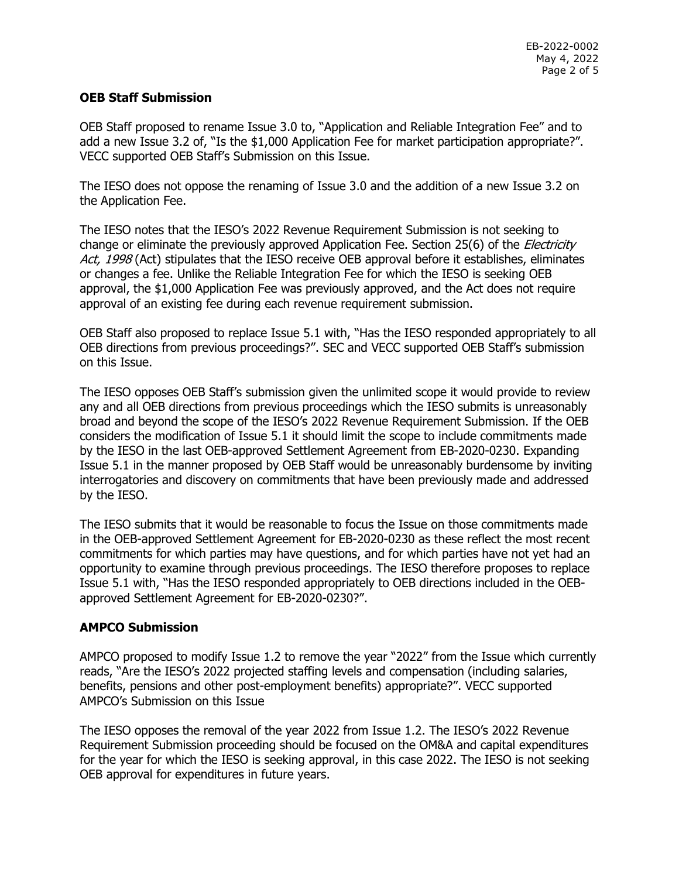**OEB Staff Submission**

OEB Staff proposed to rename Issue 3.0 to, "Application and Reliable Integration Fee" and to add a new Issue 3.2 of, "Is the $1,000 Application Fee for market participation appropriate?". VECC supported OEB Staff's Submission on this Issue.

The IESO does not oppose the renaming of Issue 3.0 and the addition of a new Issue 3.2 on the Application Fee.

The IESO notes that the IESO's 2022 Revenue Requirement Submission is not seeking to change or eliminate the previously approved Application Fee. Section 25(6) of the *Electricity Act, 1998* (Act) stipulates that the IESO receive OEB approval before it establishes, eliminates or changes a fee. Unlike the Reliable Integration Fee for which the IESO is seeking OEB approval, the $1,000 Application Fee was previously approved, and the Act does not require approval of an existing fee during each revenue requirement submission.

OEB Staff also proposed to replace Issue 5.1 with, "Has the IESO responded appropriately to all OEB directions from previous proceedings?". SEC and VECC supported OEB Staff's submission on this Issue.

The IESO opposes OEB Staff's submission given the unlimited scope it would provide to review any and all OEB directions from previous proceedings which the IESO submits is unreasonably broad and beyond the scope of the IESO's 2022 Revenue Requirement Submission. If the OEB considers the modification of Issue 5.1 it should limit the scope to include commitments made by the IESO in the last OEB-approved Settlement Agreement from EB-2020-0230. Expanding Issue 5.1 in the manner proposed by OEB Staff would be unreasonably burdensome by inviting interrogatories and discovery on commitments that have been previously made and addressed by the IESO.

The IESO submits that it would be reasonable to focus the Issue on those commitments made in the OEB-approved Settlement Agreement for EB-2020-0230 as these reflect the most recent commitments for which parties may have questions, and for which parties have not yet had an opportunity to examine through previous proceedings. The IESO therefore proposes to replace Issue 5.1 with, "Has the IESO responded appropriately to OEB directions included in the OEB-approved Settlement Agreement for EB-2020-0230?".

**AMPCO Submission**

AMPCO proposed to modify Issue 1.2 to remove the year "2022" from the Issue which currently reads, "Are the IESO's 2022 projected staffing levels and compensation (including salaries, benefits, pensions and other post-employment benefits) appropriate?". VECC supported AMPCO's Submission on this Issue

The IESO opposes the removal of the year 2022 from Issue 1.2. The IESO's 2022 Revenue Requirement Submission proceeding should be focused on the OM&A and capital expenditures for the year for which the IESO is seeking approval, in this case 2022. The IESO is not seeking OEB approval for expenditures in future years.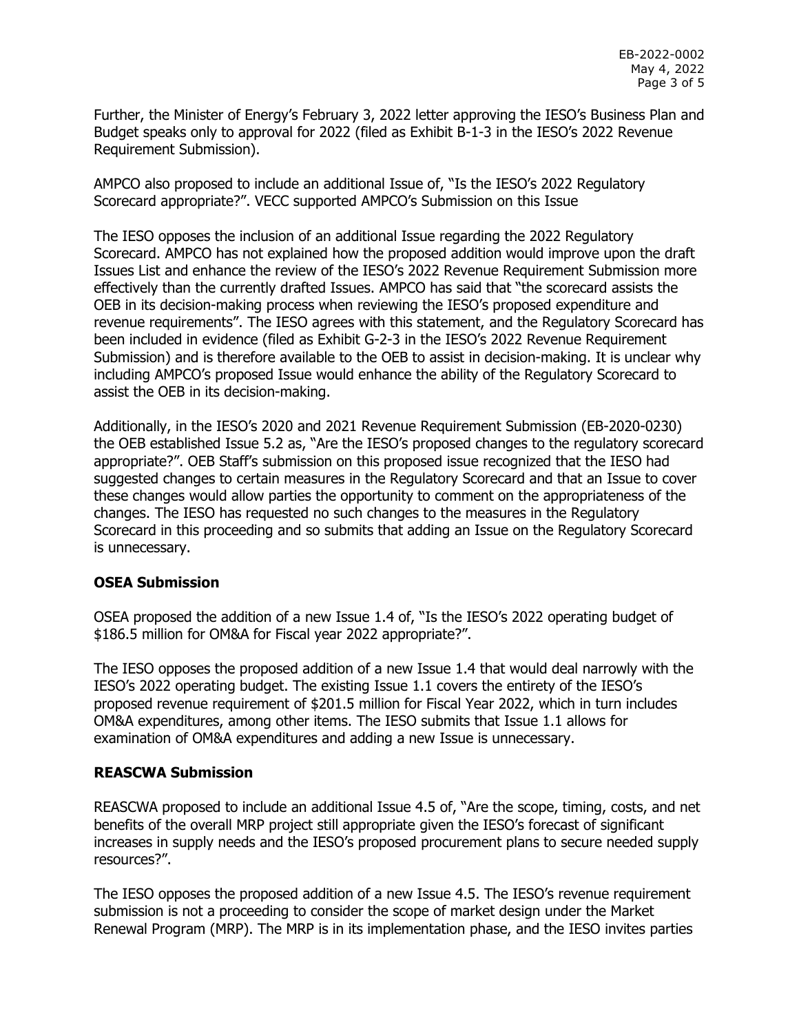Further, the Minister of Energy's February 3, 2022 letter approving the IESO's Business Plan and Budget speaks only to approval for 2022 (filed as Exhibit B-1-3 in the IESO's 2022 Revenue Requirement Submission).

AMPCO also proposed to include an additional Issue of, "Is the IESO's 2022 Regulatory Scorecard appropriate?". VECC supported AMPCO's Submission on this Issue

The IESO opposes the inclusion of an additional Issue regarding the 2022 Regulatory Scorecard. AMPCO has not explained how the proposed addition would improve upon the draft Issues List and enhance the review of the IESO's 2022 Revenue Requirement Submission more effectively than the currently drafted Issues. AMPCO has said that "the scorecard assists the OEB in its decision-making process when reviewing the IESO's proposed expenditure and revenue requirements". The IESO agrees with this statement, and the Regulatory Scorecard has been included in evidence (filed as Exhibit G-2-3 in the IESO's 2022 Revenue Requirement Submission) and is therefore available to the OEB to assist in decision-making. It is unclear why including AMPCO's proposed Issue would enhance the ability of the Regulatory Scorecard to assist the OEB in its decision-making.

Additionally, in the IESO's 2020 and 2021 Revenue Requirement Submission (EB-2020-0230) the OEB established Issue 5.2 as, "Are the IESO's proposed changes to the regulatory scorecard appropriate?". OEB Staff's submission on this proposed issue recognized that the IESO had suggested changes to certain measures in the Regulatory Scorecard and that an Issue to cover these changes would allow parties the opportunity to comment on the appropriateness of the changes. The IESO has requested no such changes to the measures in the Regulatory Scorecard in this proceeding and so submits that adding an Issue on the Regulatory Scorecard is unnecessary.

## OSEA Submission

OSEA proposed the addition of a new Issue 1.4 of, "Is the IESO's 2022 operating budget of $186.5 million for OM&A for Fiscal year 2022 appropriate?".

The IESO opposes the proposed addition of a new Issue 1.4 that would deal narrowly with the IESO's 2022 operating budget. The existing Issue 1.1 covers the entirety of the IESO's proposed revenue requirement of $201.5 million for Fiscal Year 2022, which in turn includes OM&A expenditures, among other items. The IESO submits that Issue 1.1 allows for examination of OM&A expenditures and adding a new Issue is unnecessary.

## REASCWA Submission

REASCWA proposed to include an additional Issue 4.5 of, "Are the scope, timing, costs, and net benefits of the overall MRP project still appropriate given the IESO's forecast of significant increases in supply needs and the IESO's proposed procurement plans to secure needed supply resources?".

The IESO opposes the proposed addition of a new Issue 4.5. The IESO's revenue requirement submission is not a proceeding to consider the scope of market design under the Market Renewal Program (MRP). The MRP is in its implementation phase, and the IESO invites parties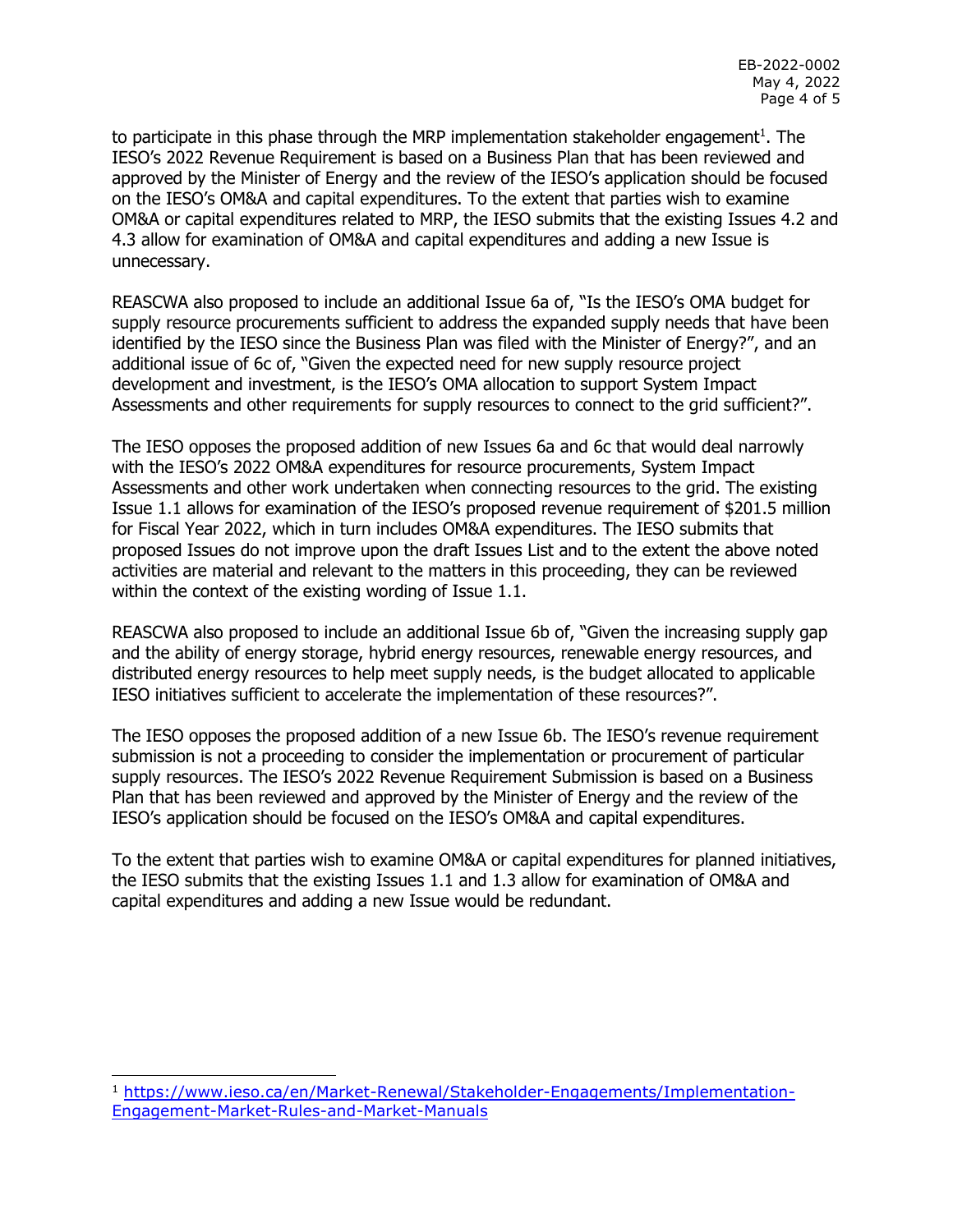to participate in this phase through the MRP implementation stakeholder engagement[1]. The IESO's 2022 Revenue Requirement is based on a Business Plan that has been reviewed and approved by the Minister of Energy and the review of the IESO's application should be focused on the IESO's OM&A and capital expenditures. To the extent that parties wish to examine OM&A or capital expenditures related to MRP, the IESO submits that the existing Issues 4.2 and 4.3 allow for examination of OM&A and capital expenditures and adding a new Issue is unnecessary.

REASCWA also proposed to include an additional Issue 6a of, "Is the IESO's OMA budget for supply resource procurements sufficient to address the expanded supply needs that have been identified by the IESO since the Business Plan was filed with the Minister of Energy?", and an additional issue of 6c of, "Given the expected need for new supply resource project development and investment, is the IESO's OMA allocation to support System Impact Assessments and other requirements for supply resources to connect to the grid sufficient?".

The IESO opposes the proposed addition of new Issues 6a and 6c that would deal narrowly with the IESO's 2022 OM&A expenditures for resource procurements, System Impact Assessments and other work undertaken when connecting resources to the grid. The existing Issue 1.1 allows for examination of the IESO's proposed revenue requirement of $201.5 million for Fiscal Year 2022, which in turn includes OM&A expenditures. The IESO submits that proposed Issues do not improve upon the draft Issues List and to the extent the above noted activities are material and relevant to the matters in this proceeding, they can be reviewed within the context of the existing wording of Issue 1.1.

REASCWA also proposed to include an additional Issue 6b of, "Given the increasing supply gap and the ability of energy storage, hybrid energy resources, renewable energy resources, and distributed energy resources to help meet supply needs, is the budget allocated to applicable IESO initiatives sufficient to accelerate the implementation of these resources?".

The IESO opposes the proposed addition of a new Issue 6b. The IESO's revenue requirement submission is not a proceeding to consider the implementation or procurement of particular supply resources. The IESO's 2022 Revenue Requirement Submission is based on a Business Plan that has been reviewed and approved by the Minister of Energy and the review of the IESO's application should be focused on the IESO's OM&A and capital expenditures.

To the extent that parties wish to examine OM&A or capital expenditures for planned initiatives, the IESO submits that the existing Issues 1.1 and 1.3 allow for examination of OM&A and capital expenditures and adding a new Issue would be redundant.

---

[1] https://www.ieso.ca/en/Market-Renewal/Stakeholder-Engagements/Implementation-Engagement-Market-Rules-and-Market-Manuals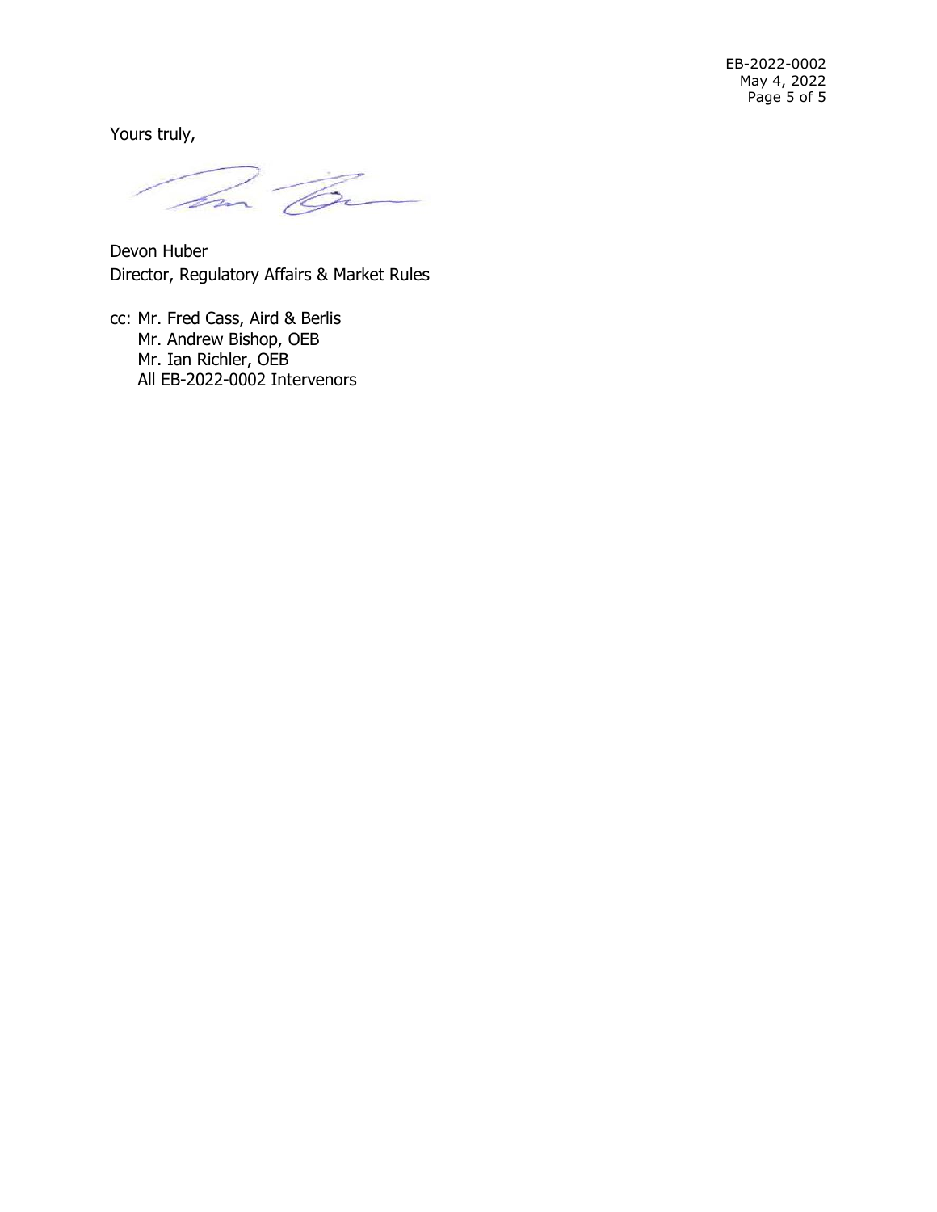Yours truly,

Devon Huber
Director, Regulatory Affairs & Market Rules

cc: Mr. Fred Cass, Aird & Berlis
Mr. Andrew Bishop, OEB
Mr. Ian Richler, OEB
All EB-2022-0002 Intervenors